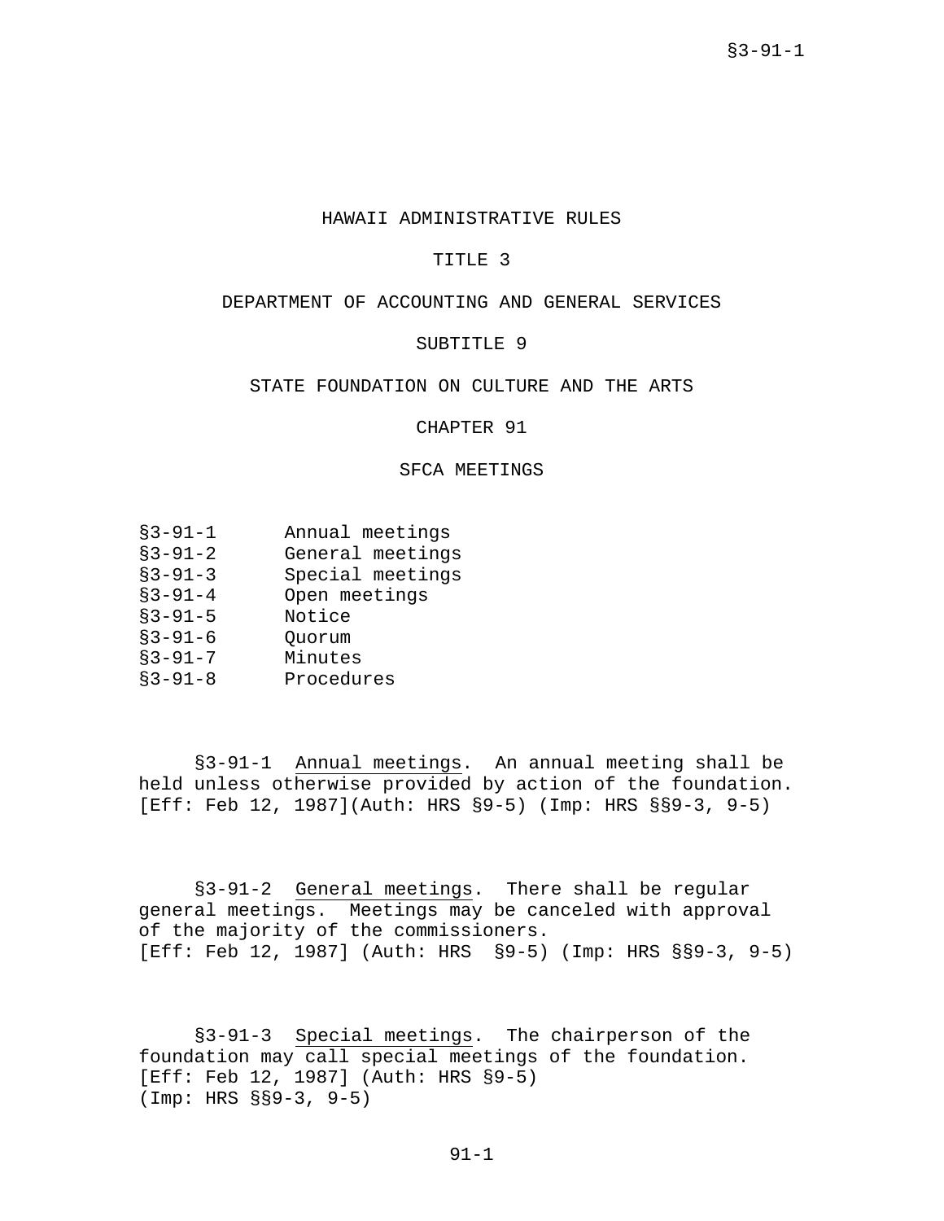# HAWAII ADMINISTRATIVE RULES

## TITLE 3

## DEPARTMENT OF ACCOUNTING AND GENERAL SERVICES

## SUBTITLE 9

## STATE FOUNDATION ON CULTURE AND THE ARTS

## CHAPTER 91

## SFCA MEETINGS

| | |
|---|---|
| §3-91-1 | Annual meetings |
| §3-91-2 | General meetings |
| §3-91-3 | Special meetings |
| §3-91-4 | Open meetings |
| §3-91-5 | Notice |
| §3-91-6 | Quorum |
| §3-91-7 | Minutes |
| §3-91-8 | Procedures |

§3-91-1 Annual meetings. An annual meeting shall be held unless otherwise provided by action of the foundation. [Eff: Feb 12, 1987](Auth: HRS §9-5) (Imp: HRS §§9-3, 9-5)

§3-91-2 General meetings. There shall be regular general meetings. Meetings may be canceled with approval of the majority of the commissioners. [Eff: Feb 12, 1987] (Auth: HRS §9-5) (Imp: HRS §§9-3, 9-5)

§3-91-3 Special meetings. The chairperson of the foundation may call special meetings of the foundation. [Eff: Feb 12, 1987] (Auth: HRS §9-5) (Imp: HRS §§9-3, 9-5)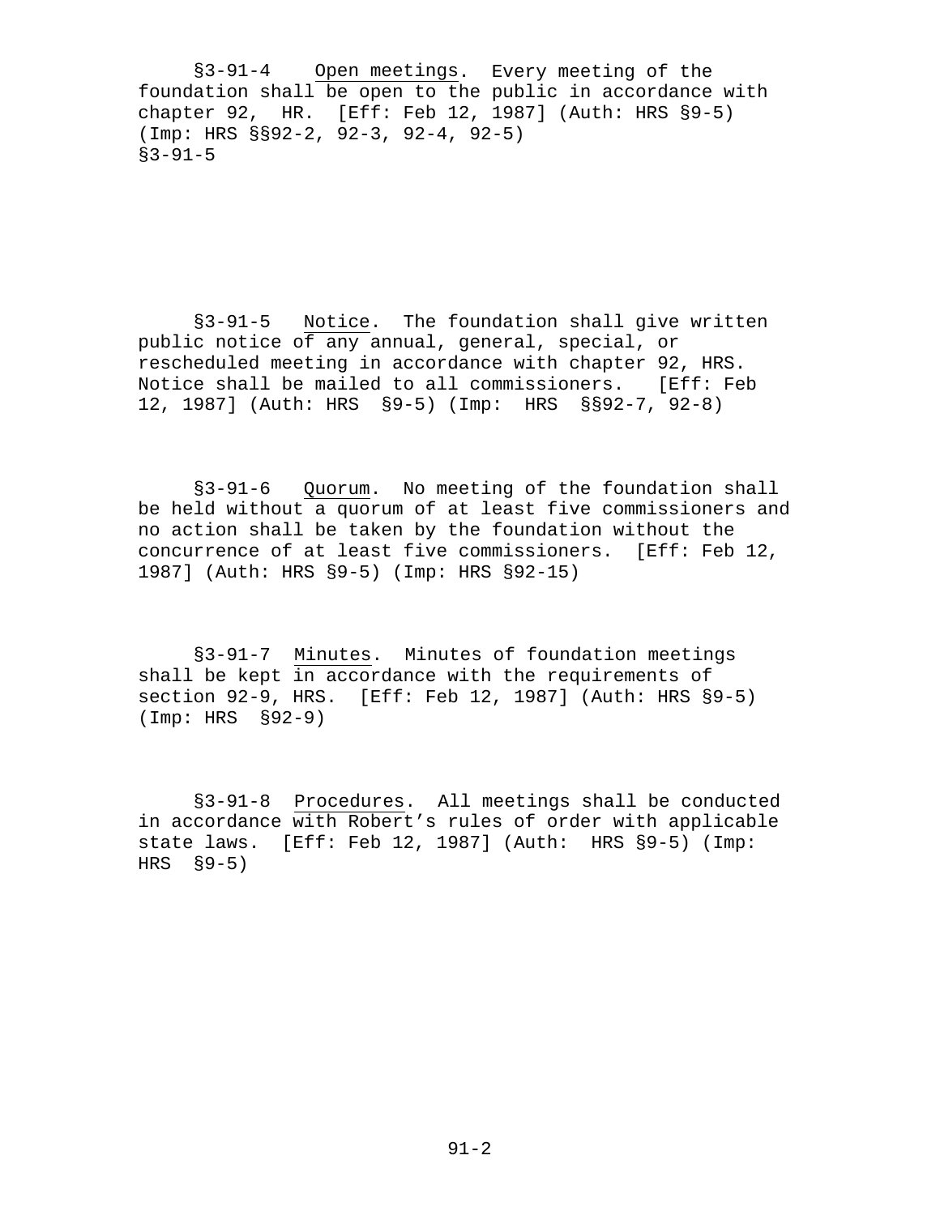§3-91-4 Open meetings. Every meeting of the foundation shall be open to the public in accordance with chapter 92, HR. [Eff: Feb 12, 1987] (Auth: HRS §9-5) (Imp: HRS §§92-2, 92-3, 92-4, 92-5)
§3-91-5

§3-91-5 Notice. The foundation shall give written public notice of any annual, general, special, or rescheduled meeting in accordance with chapter 92, HRS. Notice shall be mailed to all commissioners. [Eff: Feb 12, 1987] (Auth: HRS §9-5) (Imp: HRS §§92-7, 92-8)

§3-91-6 Quorum. No meeting of the foundation shall be held without a quorum of at least five commissioners and no action shall be taken by the foundation without the concurrence of at least five commissioners. [Eff: Feb 12, 1987] (Auth: HRS §9-5) (Imp: HRS §92-15)

§3-91-7 Minutes. Minutes of foundation meetings shall be kept in accordance with the requirements of section 92-9, HRS. [Eff: Feb 12, 1987] (Auth: HRS §9-5) (Imp: HRS §92-9)

§3-91-8 Procedures. All meetings shall be conducted in accordance with Robert's rules of order with applicable state laws. [Eff: Feb 12, 1987] (Auth: HRS §9-5) (Imp: HRS §9-5)